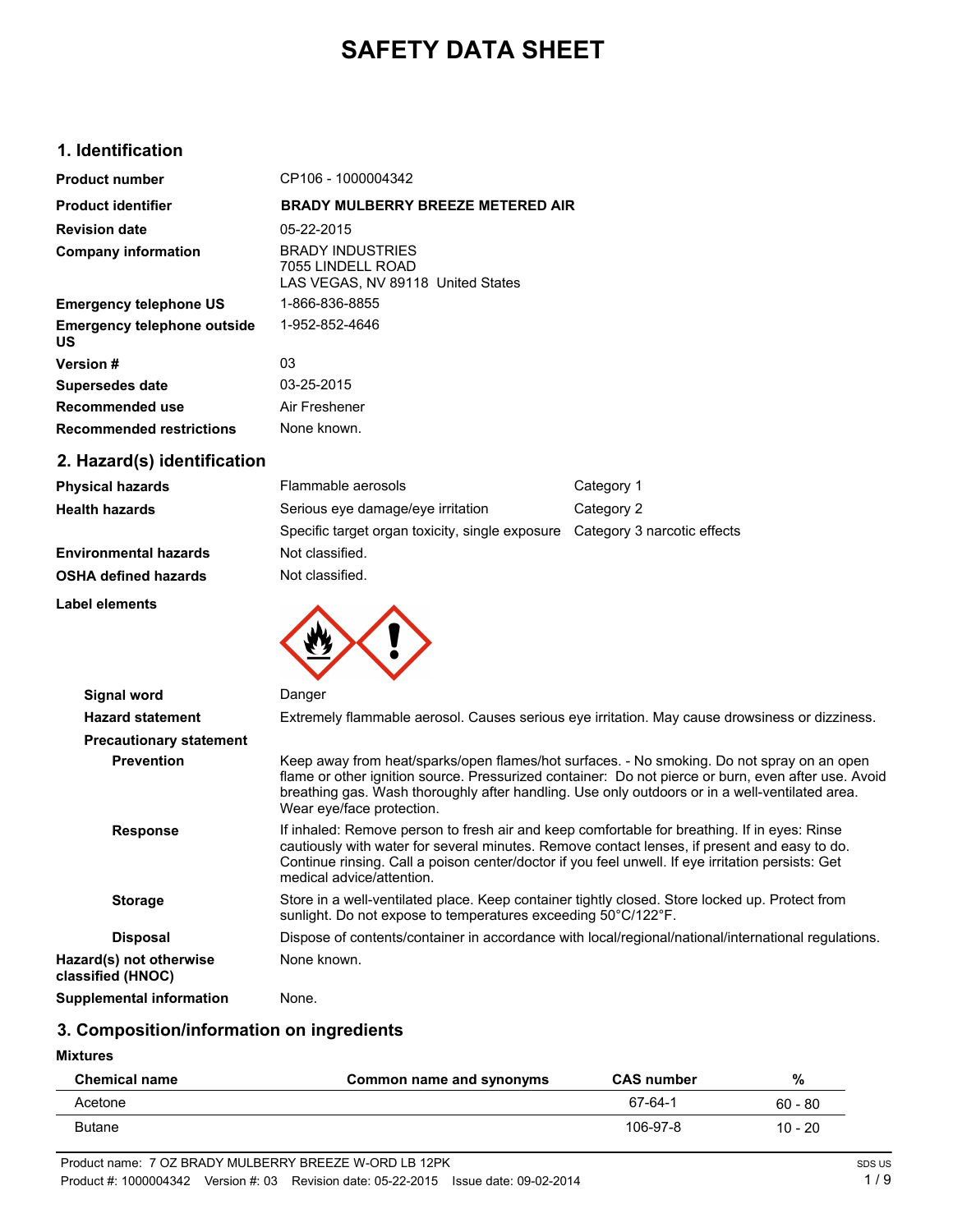# SAFETY DATA SHEET

## 1. Identification

| | |
|---|---|
| **Product number** | CP106 - 1000004342 |
| **Product identifier** | **BRADY MULBERRY BREEZE METERED AIR** |
| **Revision date** | 05-22-2015 |
| **Company information** | BRADY INDUSTRIES<br>7055 LINDELL ROAD<br>LAS VEGAS, NV 89118 United States |
| **Emergency telephone US** | 1-866-836-8855 |
| **Emergency telephone outside US** | 1-952-852-4646 |
| **Version #** | 03 |
| **Supersedes date** | 03-25-2015 |
| **Recommended use** | Air Freshener |
| **Recommended restrictions** | None known. |

## 2. Hazard(s) identification

| | | |
|---|---|---|
| **Physical hazards** | Flammable aerosols | Category 1 |
| **Health hazards** | Serious eye damage/eye irritation | Category 2 |
| | Specific target organ toxicity, single exposure | Category 3 narcotic effects |
| **Environmental hazards** | Not classified. | |
| **OSHA defined hazards** | Not classified. | |

**Label elements**

**Signal word** Danger

**Hazard statement** Extremely flammable aerosol. Causes serious eye irritation. May cause drowsiness or dizziness.

**Precautionary statement**

**Prevention** Keep away from heat/sparks/open flames/hot surfaces. - No smoking. Do not spray on an open flame or other ignition source. Pressurized container: Do not pierce or burn, even after use. Avoid breathing gas. Wash thoroughly after handling. Use only outdoors or in a well-ventilated area. Wear eye/face protection.

**Response** If inhaled: Remove person to fresh air and keep comfortable for breathing. If in eyes: Rinse cautiously with water for several minutes. Remove contact lenses, if present and easy to do. Continue rinsing. Call a poison center/doctor if you feel unwell. If eye irritation persists: Get medical advice/attention.

**Storage** Store in a well-ventilated place. Keep container tightly closed. Store locked up. Protect from sunlight. Do not expose to temperatures exceeding 50°C/122°F.

**Disposal** Dispose of contents/container in accordance with local/regional/national/international regulations.

**Hazard(s) not otherwise classified (HNOC)** None known.

**Supplemental information** None.

## 3. Composition/information on ingredients

**Mixtures**

| Chemical name | Common name and synonyms | CAS number | % |
|---|---|---|---|
| Acetone | | 67-64-1 | 60 - 80 |
| Butane | | 106-97-8 | 10 - 20 |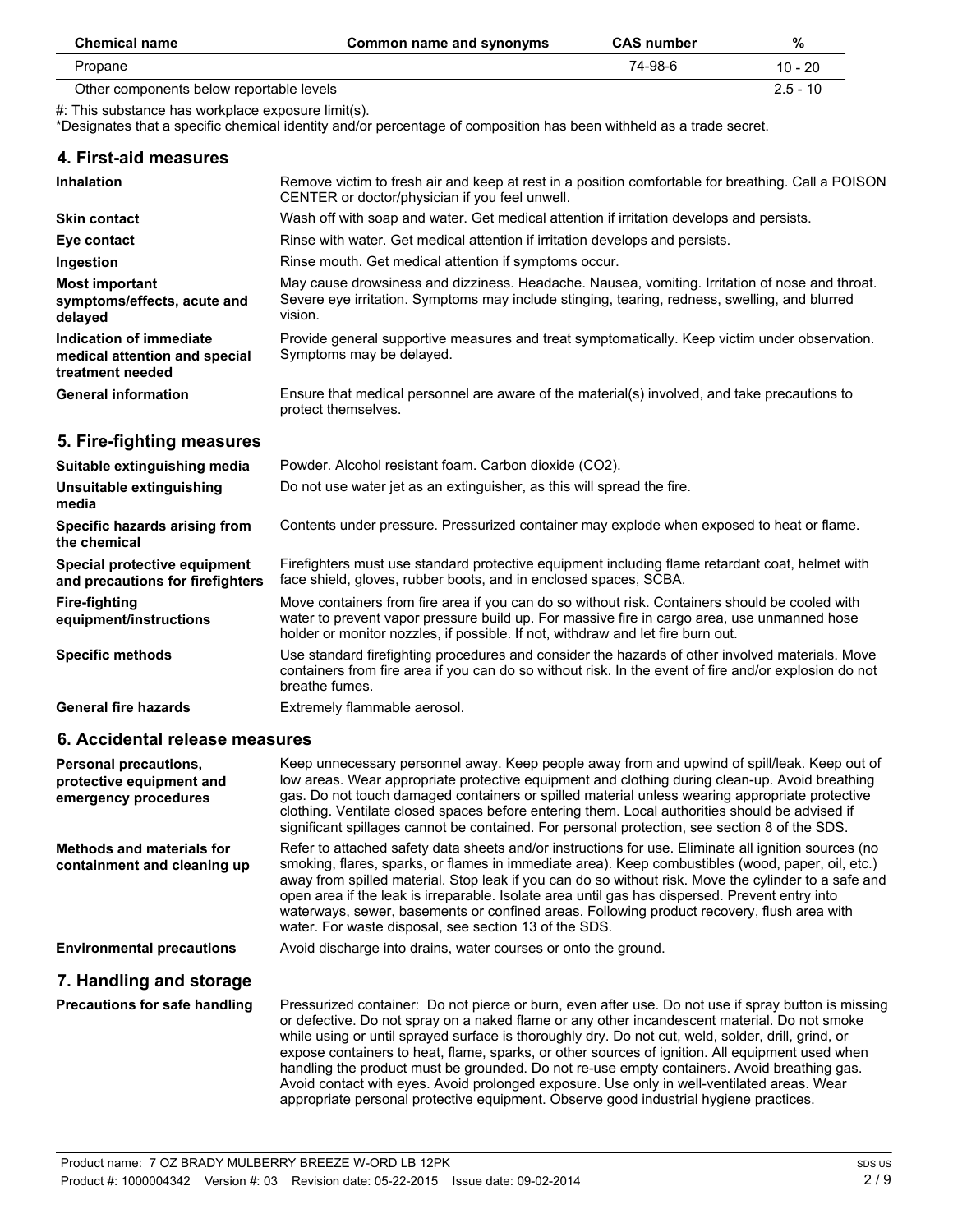| Chemical name | Common name and synonyms | CAS number | % |
|---|---|---|---|
| Propane | | 74-98-6 | 10 - 20 |
| Other components below reportable levels | | | 2.5 - 10 |

#: This substance has workplace exposure limit(s).
*Designates that a specific chemical identity and/or percentage of composition has been withheld as a trade secret.

## 4. First-aid measures

| | |
|---|---|
| **Inhalation** | Remove victim to fresh air and keep at rest in a position comfortable for breathing. Call a POISON CENTER or doctor/physician if you feel unwell. |
| **Skin contact** | Wash off with soap and water. Get medical attention if irritation develops and persists. |
| **Eye contact** | Rinse with water. Get medical attention if irritation develops and persists. |
| **Ingestion** | Rinse mouth. Get medical attention if symptoms occur. |
| **Most important symptoms/effects, acute and delayed** | May cause drowsiness and dizziness. Headache. Nausea, vomiting. Irritation of nose and throat. Severe eye irritation. Symptoms may include stinging, tearing, redness, swelling, and blurred vision. |
| **Indication of immediate medical attention and special treatment needed** | Provide general supportive measures and treat symptomatically. Keep victim under observation. Symptoms may be delayed. |
| **General information** | Ensure that medical personnel are aware of the material(s) involved, and take precautions to protect themselves. |

## 5. Fire-fighting measures

| | |
|---|---|
| **Suitable extinguishing media** | Powder. Alcohol resistant foam. Carbon dioxide ($CO_2$). |
| **Unsuitable extinguishing media** | Do not use water jet as an extinguisher, as this will spread the fire. |
| **Specific hazards arising from the chemical** | Contents under pressure. Pressurized container may explode when exposed to heat or flame. |
| **Special protective equipment and precautions for firefighters** | Firefighters must use standard protective equipment including flame retardant coat, helmet with face shield, gloves, rubber boots, and in enclosed spaces, SCBA. |
| **Fire-fighting equipment/instructions** | Move containers from fire area if you can do so without risk. Containers should be cooled with water to prevent vapor pressure build up. For massive fire in cargo area, use unmanned hose holder or monitor nozzles, if possible. If not, withdraw and let fire burn out. |
| **Specific methods** | Use standard firefighting procedures and consider the hazards of other involved materials. Move containers from fire area if you can do so without risk. In the event of fire and/or explosion do not breathe fumes. |
| **General fire hazards** | Extremely flammable aerosol. |

## 6. Accidental release measures

| | |
|---|---|
| **Personal precautions, protective equipment and emergency procedures** | Keep unnecessary personnel away. Keep people away from and upwind of spill/leak. Keep out of low areas. Wear appropriate protective equipment and clothing during clean-up. Avoid breathing gas. Do not touch damaged containers or spilled material unless wearing appropriate protective clothing. Ventilate closed spaces before entering them. Local authorities should be advised if significant spillages cannot be contained. For personal protection, see section 8 of the SDS. |
| **Methods and materials for containment and cleaning up** | Refer to attached safety data sheets and/or instructions for use. Eliminate all ignition sources (no smoking, flares, sparks, or flames in immediate area). Keep combustibles (wood, paper, oil, etc.) away from spilled material. Stop leak if you can do so without risk. Move the cylinder to a safe and open area if the leak is irreparable. Isolate area until gas has dispersed. Prevent entry into waterways, sewer, basements or confined areas. Following product recovery, flush area with water. For waste disposal, see section 13 of the SDS. |
| **Environmental precautions** | Avoid discharge into drains, water courses or onto the ground. |

## 7. Handling and storage

| | |
|---|---|
| **Precautions for safe handling** | Pressurized container: Do not pierce or burn, even after use. Do not use if spray button is missing or defective. Do not spray on a naked flame or any other incandescent material. Do not smoke while using or until sprayed surface is thoroughly dry. Do not cut, weld, solder, drill, grind, or expose containers to heat, flame, sparks, or other sources of ignition. All equipment used when handling the product must be grounded. Do not re-use empty containers. Avoid breathing gas. Avoid contact with eyes. Avoid prolonged exposure. Use only in well-ventilated areas. Wear appropriate personal protective equipment. Observe good industrial hygiene practices. |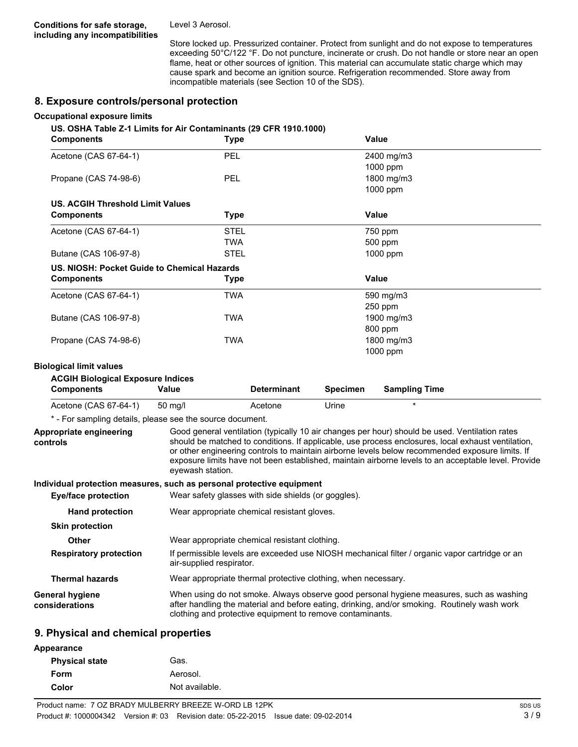**Conditions for safe storage, including any incompatibilities**

Level 3 Aerosol.

Store locked up. Pressurized container. Protect from sunlight and do not expose to temperatures exceeding 50°C/122 °F. Do not puncture, incinerate or crush. Do not handle or store near an open flame, heat or other sources of ignition. This material can accumulate static charge which may cause spark and become an ignition source. Refrigeration recommended. Store away from incompatible materials (see Section 10 of the SDS).

## 8. Exposure controls/personal protection

**Occupational exposure limits**

**US. OSHA Table Z-1 Limits for Air Contaminants (29 CFR 1910.1000)**

| Components | Type | Value |
|---|---|---|
| Acetone (CAS 67-64-1) | PEL | 2400 mg/m3<br>1000 ppm |
| Propane (CAS 74-98-6) | PEL | 1800 mg/m3<br>1000 ppm |

**US. ACGIH Threshold Limit Values**

| Components | Type | Value |
|---|---|---|
| Acetone (CAS 67-64-1) | STEL | 750 ppm |
| | TWA | 500 ppm |
| Butane (CAS 106-97-8) | STEL | 1000 ppm |

**US. NIOSH: Pocket Guide to Chemical Hazards**

| Components | Type | Value |
|---|---|---|
| Acetone (CAS 67-64-1) | TWA | 590 mg/m3<br>250 ppm |
| Butane (CAS 106-97-8) | TWA | 1900 mg/m3<br>800 ppm |
| Propane (CAS 74-98-6) | TWA | 1800 mg/m3<br>1000 ppm |

**Biological limit values**

**ACGIH Biological Exposure Indices**

| Components | Value | Determinant | Specimen | Sampling Time |
|---|---|---|---|---|
| Acetone (CAS 67-64-1) | 50 mg/l | Acetone | Urine | * |

\* - For sampling details, please see the source document.

**Appropriate engineering controls**

Good general ventilation (typically 10 air changes per hour) should be used. Ventilation rates should be matched to conditions. If applicable, use process enclosures, local exhaust ventilation, or other engineering controls to maintain airborne levels below recommended exposure limits. If exposure limits have not been established, maintain airborne levels to an acceptable level. Provide eyewash station.

**Individual protection measures, such as personal protective equipment**

**Eye/face protection**

Wear safety glasses with side shields (or goggles).

**Hand protection**

Wear appropriate chemical resistant gloves.

**Skin protection**

**Other**

Wear appropriate chemical resistant clothing.

**Respiratory protection**

If permissible levels are exceeded use NIOSH mechanical filter / organic vapor cartridge or an air-supplied respirator.

**Thermal hazards**

Wear appropriate thermal protective clothing, when necessary.

**General hygiene considerations**

When using do not smoke. Always observe good personal hygiene measures, such as washing after handling the material and before eating, drinking, and/or smoking. Routinely wash work clothing and protective equipment to remove contaminants.

## 9. Physical and chemical properties

**Appearance**

**Physical state** Gas.

**Form** Aerosol.

**Color** Not available.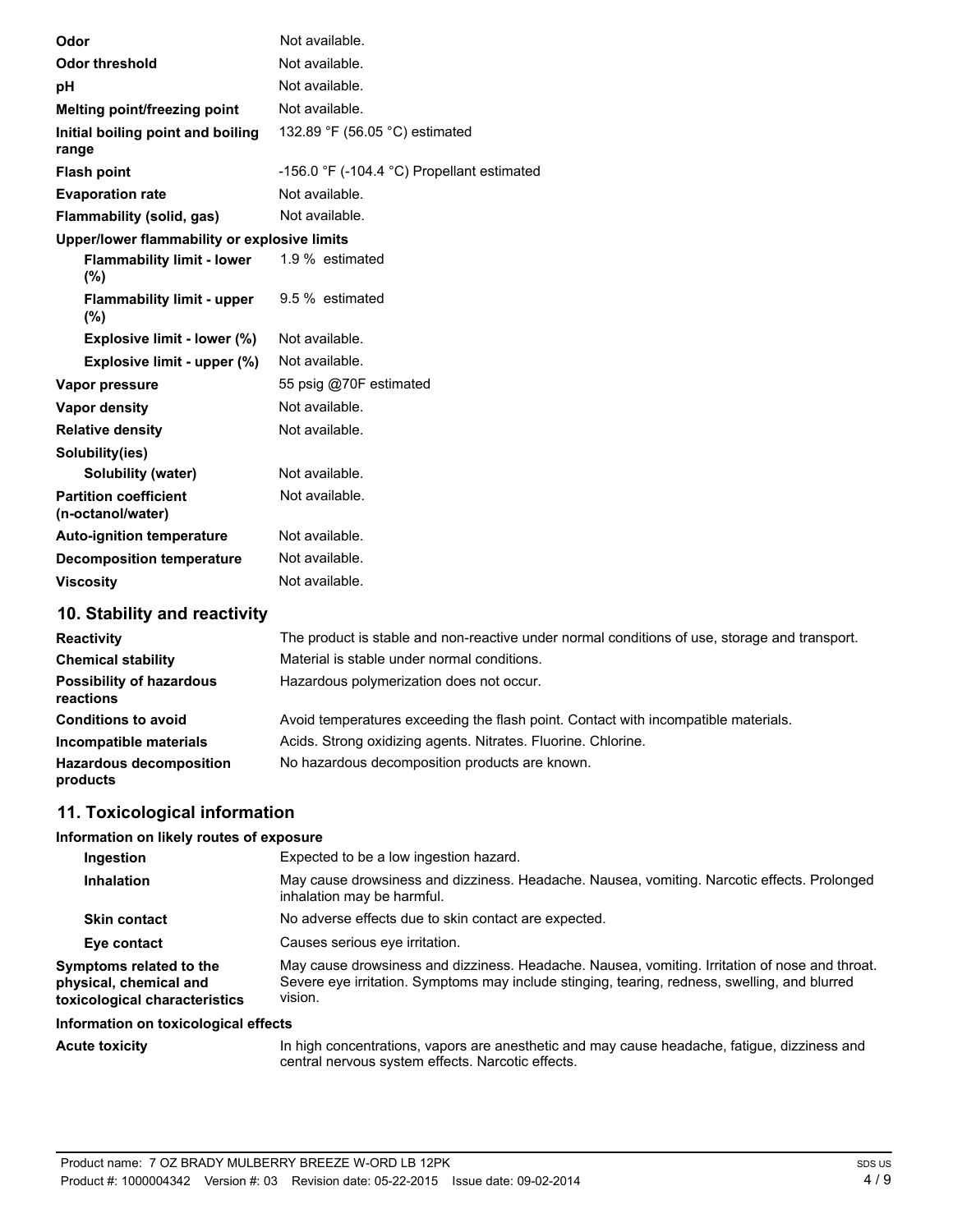| | |
|---|---|
| **Odor** | Not available. |
| **Odor threshold** | Not available. |
| **pH** | Not available. |
| **Melting point/freezing point** | Not available. |
| **Initial boiling point and boiling range** | 132.89 °F (56.05 °C) estimated |
| **Flash point** | -156.0 °F (-104.4 °C) Propellant estimated |
| **Evaporation rate** | Not available. |
| **Flammability (solid, gas)** | Not available. |
| **Upper/lower flammability or explosive limits** | |
| **Flammability limit - lower (%)** | 1.9 % estimated |
| **Flammability limit - upper (%)** | 9.5 % estimated |
| **Explosive limit - lower (%)** | Not available. |
| **Explosive limit - upper (%)** | Not available. |
| **Vapor pressure** | 55 psig @70F estimated |
| **Vapor density** | Not available. |
| **Relative density** | Not available. |
| **Solubility(ies)** | |
| **Solubility (water)** | Not available. |
| **Partition coefficient (n-octanol/water)** | Not available. |
| **Auto-ignition temperature** | Not available. |
| **Decomposition temperature** | Not available. |
| **Viscosity** | Not available. |

## 10. Stability and reactivity

| | |
|---|---|
| **Reactivity** | The product is stable and non-reactive under normal conditions of use, storage and transport. |
| **Chemical stability** | Material is stable under normal conditions. |
| **Possibility of hazardous reactions** | Hazardous polymerization does not occur. |
| **Conditions to avoid** | Avoid temperatures exceeding the flash point. Contact with incompatible materials. |
| **Incompatible materials** | Acids. Strong oxidizing agents. Nitrates. Fluorine. Chlorine. |
| **Hazardous decomposition products** | No hazardous decomposition products are known. |

## 11. Toxicological information

**Information on likely routes of exposure**

| | |
|---|---|
| **Ingestion** | Expected to be a low ingestion hazard. |
| **Inhalation** | May cause drowsiness and dizziness. Headache. Nausea, vomiting. Narcotic effects. Prolonged inhalation may be harmful. |
| **Skin contact** | No adverse effects due to skin contact are expected. |
| **Eye contact** | Causes serious eye irritation. |
| **Symptoms related to the physical, chemical and toxicological characteristics** | May cause drowsiness and dizziness. Headache. Nausea, vomiting. Irritation of nose and throat. Severe eye irritation. Symptoms may include stinging, tearing, redness, swelling, and blurred vision. |

**Information on toxicological effects**

| | |
|---|---|
| **Acute toxicity** | In high concentrations, vapors are anesthetic and may cause headache, fatigue, dizziness and central nervous system effects. Narcotic effects. |

Product name: 7 OZ BRADY MULBERRY BREEZE W-ORD LB 12PK
Product #: 1000004342 Version #: 03 Revision date: 05-22-2015 Issue date: 09-02-2014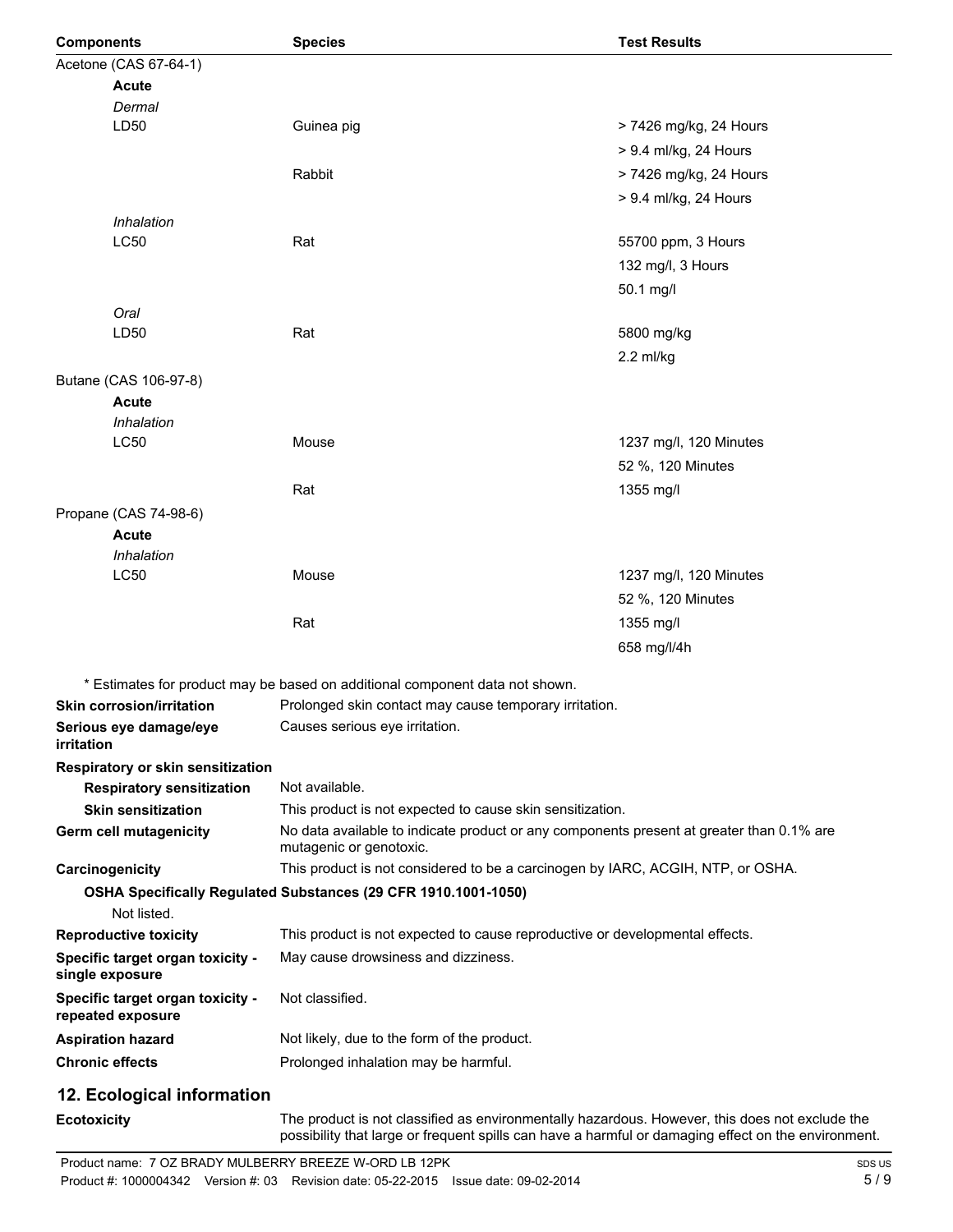| Components | Species | Test Results |
| --- | --- | --- |
| Acetone (CAS 67-64-1) | | |
| **Acute** | | |
| *Dermal* | | |
| LD50 | Guinea pig | > 7426 mg/kg, 24 Hours |
| | | > 9.4 ml/kg, 24 Hours |
| | Rabbit | > 7426 mg/kg, 24 Hours |
| | | > 9.4 ml/kg, 24 Hours |
| *Inhalation* | | |
| LC50 | Rat | 55700 ppm, 3 Hours |
| | | 132 mg/l, 3 Hours |
| | | 50.1 mg/l |
| *Oral* | | |
| LD50 | Rat | 5800 mg/kg |
| | | 2.2 ml/kg |
| Butane (CAS 106-97-8) | | |
| **Acute** | | |
| *Inhalation* | | |
| LC50 | Mouse | 1237 mg/l, 120 Minutes |
| | | 52 %, 120 Minutes |
| | Rat | 1355 mg/l |
| Propane (CAS 74-98-6) | | |
| **Acute** | | |
| *Inhalation* | | |
| LC50 | Mouse | 1237 mg/l, 120 Minutes |
| | | 52 %, 120 Minutes |
| | Rat | 1355 mg/l |
| | | 658 mg/l/4h |

* Estimates for product may be based on additional component data not shown.

**Skin corrosion/irritation** Prolonged skin contact may cause temporary irritation.

**Serious eye damage/eye irritation** Causes serious eye irritation.

**Respiratory or skin sensitization**

**Respiratory sensitization** Not available.

**Skin sensitization** This product is not expected to cause skin sensitization.

**Germ cell mutagenicity** No data available to indicate product or any components present at greater than 0.1% are mutagenic or genotoxic.

**Carcinogenicity** This product is not considered to be a carcinogen by IARC, ACGIH, NTP, or OSHA.

**OSHA Specifically Regulated Substances (29 CFR 1910.1001-1050)**

Not listed.

**Reproductive toxicity** This product is not expected to cause reproductive or developmental effects.

**Specific target organ toxicity - single exposure** May cause drowsiness and dizziness.

**Specific target organ toxicity - repeated exposure** Not classified.

**Aspiration hazard** Not likely, due to the form of the product.

**Chronic effects** Prolonged inhalation may be harmful.

## 12. Ecological information

**Ecotoxicity** The product is not classified as environmentally hazardous. However, this does not exclude the possibility that large or frequent spills can have a harmful or damaging effect on the environment.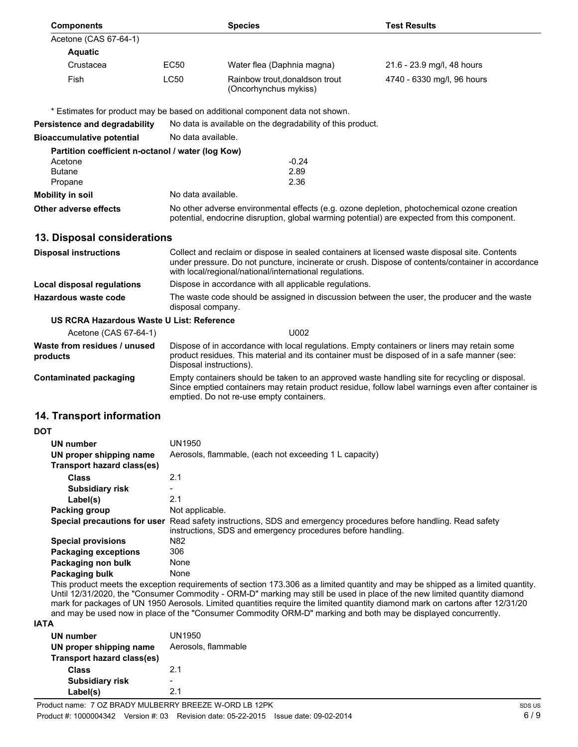| Components | | Species | Test Results |
|---|---|---|---|
| Acetone (CAS 67-64-1) | | | |
| **Aquatic** | | | |
| Crustacea | EC50 | Water flea (Daphnia magna) | 21.6 - 23.9 mg/l, 48 hours |
| Fish | LC50 | Rainbow trout,donaldson trout (Oncorhynchus mykiss) | 4740 - 6330 mg/l, 96 hours |

\* Estimates for product may be based on additional component data not shown.

**Persistence and degradability** No data is available on the degradability of this product.

**Bioaccumulative potential** No data available.

**Partition coefficient n-octanol / water (log Kow)**

| | |
|---|---|
| Acetone | -0.24 |
| Butane | 2.89 |
| Propane | 2.36 |

**Mobility in soil** No data available.

**Other adverse effects** No other adverse environmental effects (e.g. ozone depletion, photochemical ozone creation potential, endocrine disruption, global warming potential) are expected from this component.

## 13. Disposal considerations

**Disposal instructions** Collect and reclaim or dispose in sealed containers at licensed waste disposal site. Contents under pressure. Do not puncture, incinerate or crush. Dispose of contents/container in accordance with local/regional/national/international regulations.

**Local disposal regulations** Dispose in accordance with all applicable regulations.

**Hazardous waste code** The waste code should be assigned in discussion between the user, the producer and the waste disposal company.

**US RCRA Hazardous Waste U List: Reference**

| | |
|---|---|
| Acetone (CAS 67-64-1) | U002 |

**Waste from residues / unused products** Dispose of in accordance with local regulations. Empty containers or liners may retain some product residues. This material and its container must be disposed of in a safe manner (see: Disposal instructions).

**Contaminated packaging** Empty containers should be taken to an approved waste handling site for recycling or disposal. Since emptied containers may retain product residue, follow label warnings even after container is emptied. Do not re-use empty containers.

## 14. Transport information

**DOT**

**UN number** UN1950

**UN proper shipping name** Aerosols, flammable, (each not exceeding 1 L capacity)

**Transport hazard class(es)**

**Class** 2.1

**Subsidiary risk** -

**Label(s)** 2.1

**Packing group** Not applicable.

**Special precautions for user** Read safety instructions, SDS and emergency procedures before handling. Read safety instructions, SDS and emergency procedures before handling.

**Special provisions** N82

**Packaging exceptions** 306

**Packaging non bulk** None

**Packaging bulk** None

This product meets the exception requirements of section 173.306 as a limited quantity and may be shipped as a limited quantity. Until 12/31/2020, the "Consumer Commodity - ORM-D" marking may still be used in place of the new limited quantity diamond mark for packages of UN 1950 Aerosols. Limited quantities require the limited quantity diamond mark on cartons after 12/31/20 and may be used now in place of the "Consumer Commodity ORM-D" marking and both may be displayed concurrently.

**IATA**

**UN number** UN1950

**UN proper shipping name** Aerosols, flammable

**Transport hazard class(es)**

**Class** 2.1

**Subsidiary risk** -

**Label(s)** 2.1

Product name: 7 OZ BRADY MULBERRY BREEZE W-ORD LB 12PK
Product #: 1000004342 Version #: 03 Revision date: 05-22-2015 Issue date: 09-02-2014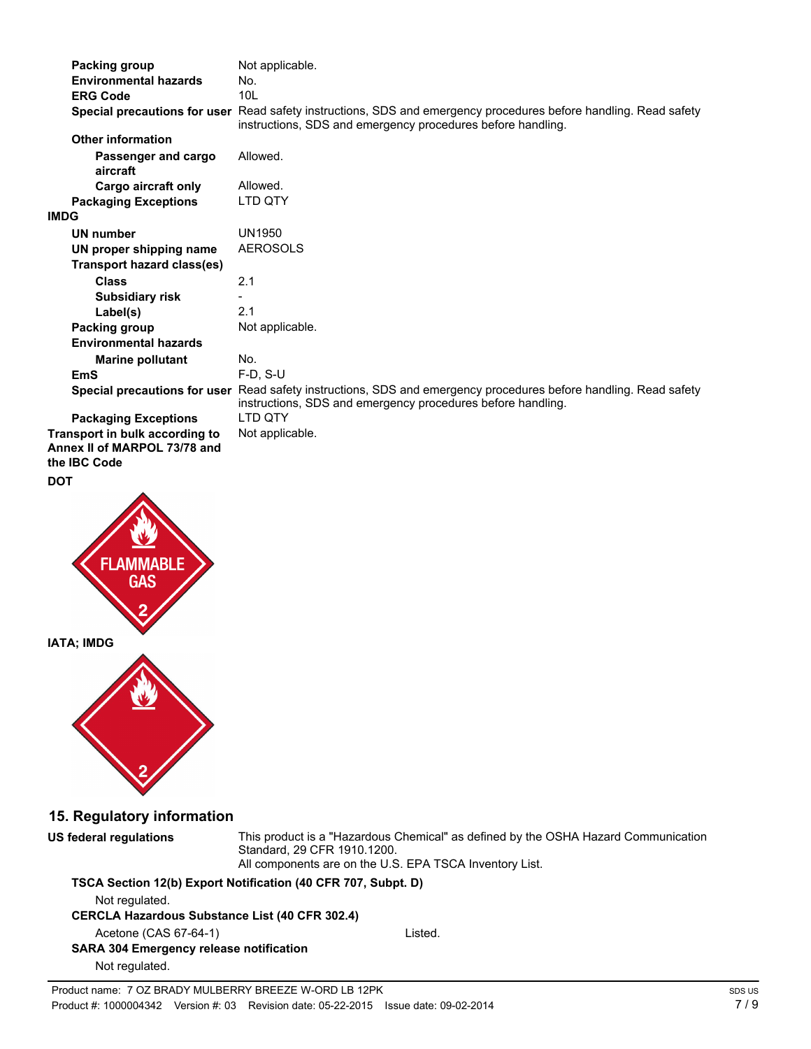**Packing group** Not applicable.
**Environmental hazards** No.
**ERG Code** 10L
**Special precautions for user** Read safety instructions, SDS and emergency procedures before handling. Read safety instructions, SDS and emergency procedures before handling.

**Other information**

**Passenger and cargo aircraft** Allowed.
**Cargo aircraft only** Allowed.

**Packaging Exceptions** LTD QTY

**IMDG**

**UN number** UN1950
**UN proper shipping name** AEROSOLS
**Transport hazard class(es)**

**Class** 2.1
**Subsidiary risk** -
**Label(s)** 2.1

**Packing group** Not applicable.
**Environmental hazards**

**Marine pollutant** No.

**EmS** F-D, S-U
**Special precautions for user** Read safety instructions, SDS and emergency procedures before handling. Read safety instructions, SDS and emergency procedures before handling.
**Packaging Exceptions** LTD QTY

**Transport in bulk according to Annex II of MARPOL 73/78 and the IBC Code** Not applicable.

**DOT**

**IATA; IMDG**

## 15. Regulatory information

**US federal regulations** This product is a "Hazardous Chemical" as defined by the OSHA Hazard Communication Standard, 29 CFR 1910.1200.
All components are on the U.S. EPA TSCA Inventory List.

**TSCA Section 12(b) Export Notification (40 CFR 707, Subpt. D)**

Not regulated.

**CERCLA Hazardous Substance List (40 CFR 302.4)**

Acetone (CAS 67-64-1) Listed.

**SARA 304 Emergency release notification**

Not regulated.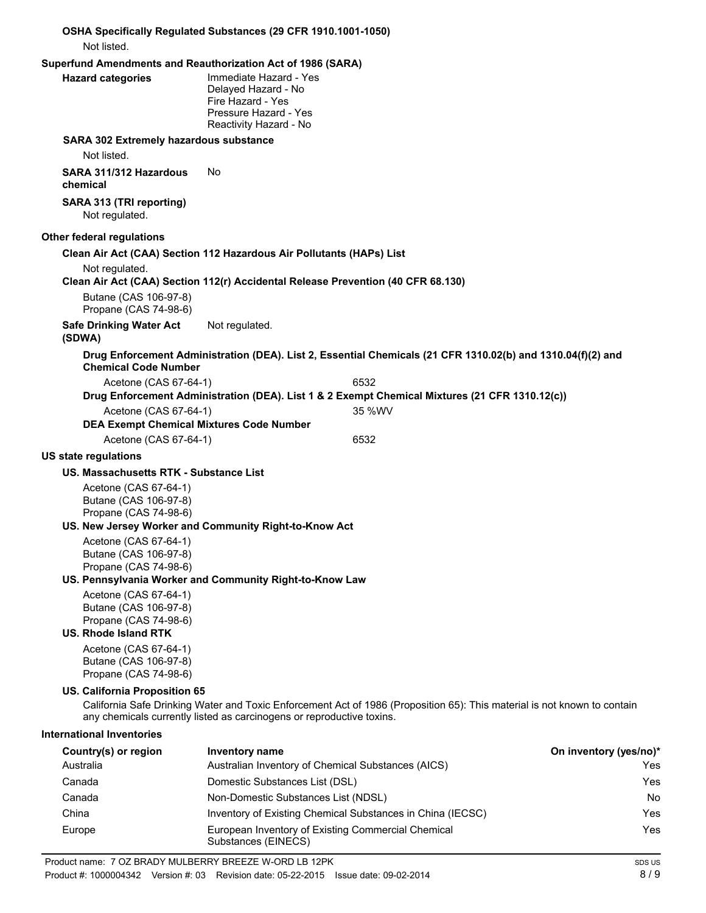**OSHA Specifically Regulated Substances (29 CFR 1910.1001-1050)**

Not listed.

**Superfund Amendments and Reauthorization Act of 1986 (SARA)**

**Hazard categories**
Immediate Hazard - Yes
Delayed Hazard - No
Fire Hazard - Yes
Pressure Hazard - Yes
Reactivity Hazard - No

**SARA 302 Extremely hazardous substance**

Not listed.

**SARA 311/312 Hazardous chemical** No

**SARA 313 (TRI reporting)**

Not regulated.

**Other federal regulations**

**Clean Air Act (CAA) Section 112 Hazardous Air Pollutants (HAPs) List**

Not regulated.

**Clean Air Act (CAA) Section 112(r) Accidental Release Prevention (40 CFR 68.130)**

Butane (CAS 106-97-8)
Propane (CAS 74-98-6)

**Safe Drinking Water Act (SDWA)** Not regulated.

**Drug Enforcement Administration (DEA). List 2, Essential Chemicals (21 CFR 1310.02(b) and 1310.04(f)(2) and Chemical Code Number**

Acetone (CAS 67-64-1) 6532

**Drug Enforcement Administration (DEA). List 1 & 2 Exempt Chemical Mixtures (21 CFR 1310.12(c))**

Acetone (CAS 67-64-1) 35 %WV

**DEA Exempt Chemical Mixtures Code Number**

Acetone (CAS 67-64-1) 6532

**US state regulations**

**US. Massachusetts RTK - Substance List**

Acetone (CAS 67-64-1)
Butane (CAS 106-97-8)
Propane (CAS 74-98-6)

**US. New Jersey Worker and Community Right-to-Know Act**

Acetone (CAS 67-64-1)
Butane (CAS 106-97-8)
Propane (CAS 74-98-6)

**US. Pennsylvania Worker and Community Right-to-Know Law**

Acetone (CAS 67-64-1)
Butane (CAS 106-97-8)
Propane (CAS 74-98-6)

**US. Rhode Island RTK**

Acetone (CAS 67-64-1)
Butane (CAS 106-97-8)
Propane (CAS 74-98-6)

**US. California Proposition 65**

California Safe Drinking Water and Toxic Enforcement Act of 1986 (Proposition 65): This material is not known to contain any chemicals currently listed as carcinogens or reproductive toxins.

**International Inventories**

| Country(s) or region | Inventory name | On inventory (yes/no)* |
|---|---|---|
| Australia | Australian Inventory of Chemical Substances (AICS) | Yes |
| Canada | Domestic Substances List (DSL) | Yes |
| Canada | Non-Domestic Substances List (NDSL) | No |
| China | Inventory of Existing Chemical Substances in China (IECSC) | Yes |
| Europe | European Inventory of Existing Commercial Chemical Substances (EINECS) | Yes |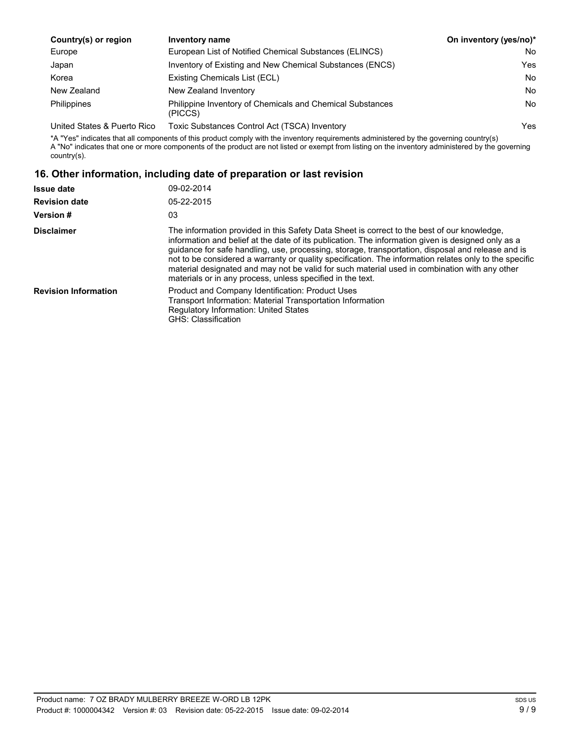| Country(s) or region | Inventory name | On inventory (yes/no)* |
|---|---|---|
| Europe | European List of Notified Chemical Substances (ELINCS) | No |
| Japan | Inventory of Existing and New Chemical Substances (ENCS) | Yes |
| Korea | Existing Chemicals List (ECL) | No |
| New Zealand | New Zealand Inventory | No |
| Philippines | Philippine Inventory of Chemicals and Chemical Substances (PICCS) | No |
| United States & Puerto Rico | Toxic Substances Control Act (TSCA) Inventory | Yes |

*A "Yes" indicates that all components of this product comply with the inventory requirements administered by the governing country(s)
A "No" indicates that one or more components of the product are not listed or exempt from listing on the inventory administered by the governing country(s).

## 16. Other information, including date of preparation or last revision

**Issue date** 09-02-2014

**Revision date** 05-22-2015

**Version #** 03

**Disclaimer** The information provided in this Safety Data Sheet is correct to the best of our knowledge, information and belief at the date of its publication. The information given is designed only as a guidance for safe handling, use, processing, storage, transportation, disposal and release and is not to be considered a warranty or quality specification. The information relates only to the specific material designated and may not be valid for such material used in combination with any other materials or in any process, unless specified in the text.

**Revision Information**
Product and Company Identification: Product Uses
Transport Information: Material Transportation Information
Regulatory Information: United States
GHS: Classification